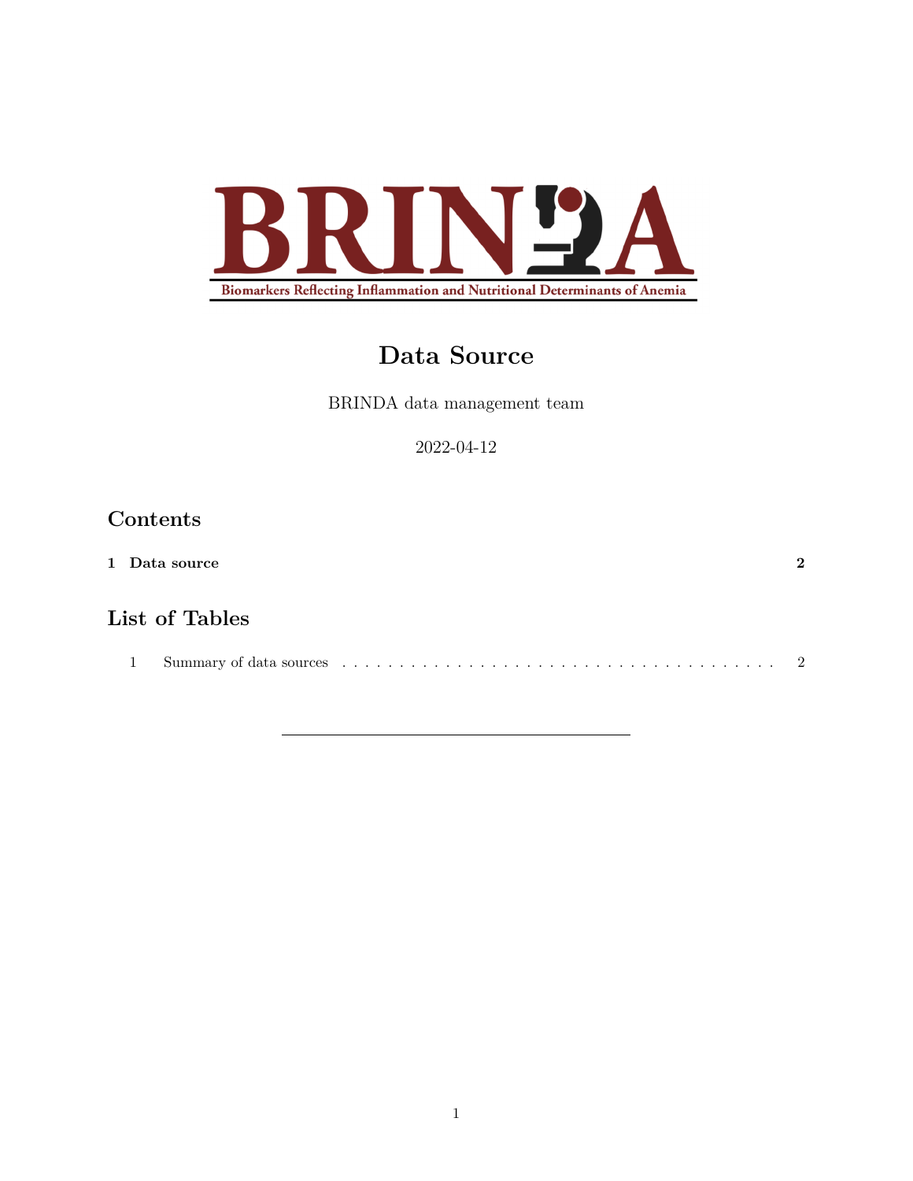# Data Source

BRINDA data management team

2022-04-12

## Contents

**1 Data source** **2**

## List of Tables

1 Summary of data sources . . . . . . . . . . . . . . . . . . . . . . . . . . . . . . . . . . . . . . . 2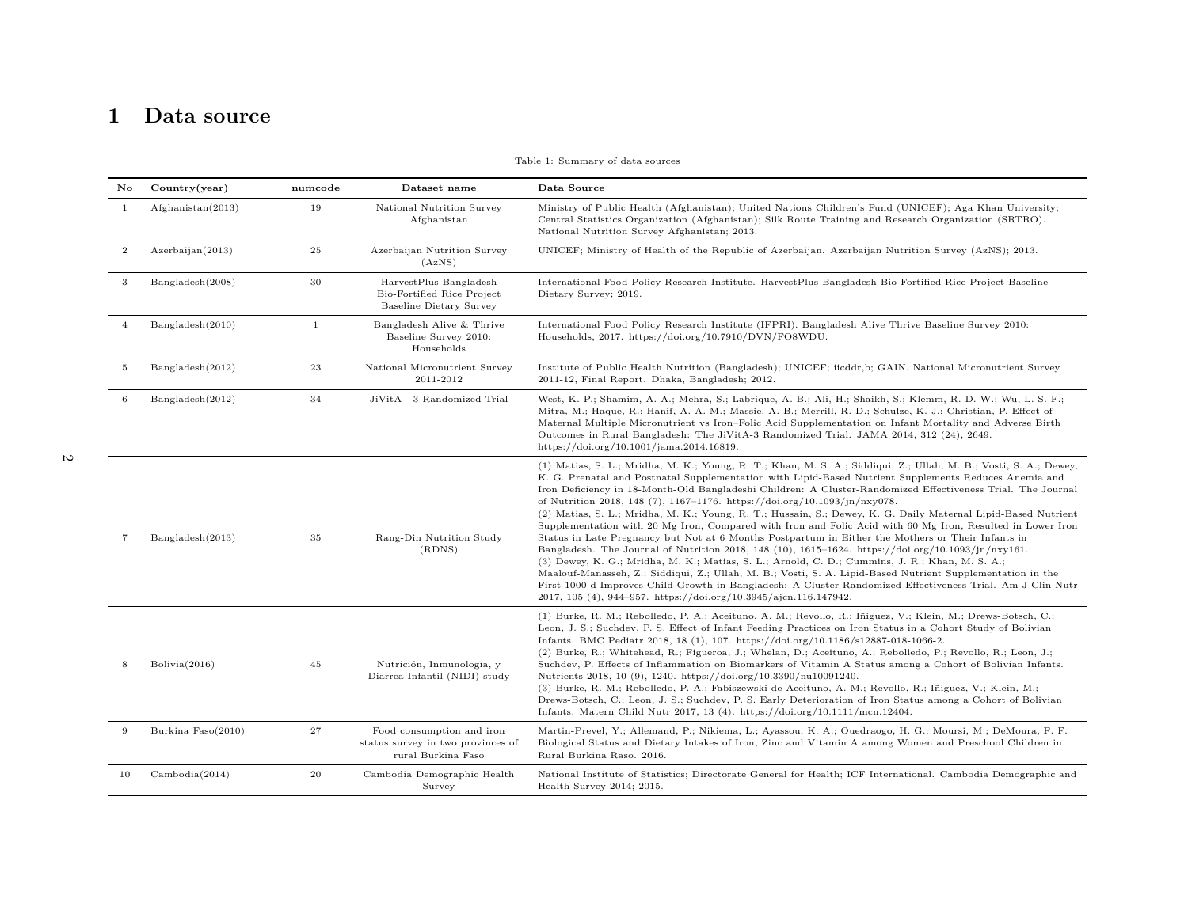# 1 Data source

Table 1: Summary of data sources

| No | Country(year) | numcode | Dataset name | Data Source |
|---|---|---|---|---|
| 1 | Afghanistan(2013) | 19 | National Nutrition Survey Afghanistan | Ministry of Public Health (Afghanistan); United Nations Children's Fund (UNICEF); Aga Khan University; Central Statistics Organization (Afghanistan); Silk Route Training and Research Organization (SRTRO). National Nutrition Survey Afghanistan; 2013. |
| 2 | Azerbaijan(2013) | 25 | Azerbaijan Nutrition Survey (AzNS) | UNICEF; Ministry of Health of the Republic of Azerbaijan. Azerbaijan Nutrition Survey (AzNS); 2013. |
| 3 | Bangladesh(2008) | 30 | HarvestPlus Bangladesh Bio-Fortified Rice Project Baseline Dietary Survey | International Food Policy Research Institute. HarvestPlus Bangladesh Bio-Fortified Rice Project Baseline Dietary Survey; 2019. |
| 4 | Bangladesh(2010) | 1 | Bangladesh Alive & Thrive Baseline Survey 2010: Households | International Food Policy Research Institute (IFPRI). Bangladesh Alive Thrive Baseline Survey 2010: Households, 2017. https://doi.org/10.7910/DVN/FO8WDU. |
| 5 | Bangladesh(2012) | 23 | National Micronutrient Survey 2011-2012 | Institute of Public Health Nutrition (Bangladesh); UNICEF; iicddr,b; GAIN. National Micronutrient Survey 2011-12, Final Report. Dhaka, Bangladesh; 2012. |
| 6 | Bangladesh(2012) | 34 | JiVitA - 3 Randomized Trial | West, K. P.; Shamim, A. A.; Mehra, S.; Labrique, A. B.; Ali, H.; Shaikh, S.; Klemm, R. D. W.; Wu, L. S.-F.; Mitra, M.; Haque, R.; Hanif, A. A. M.; Massie, A. B.; Merrill, R. D.; Schulze, K. J.; Christian, P. Effect of Maternal Multiple Micronutrient vs Iron–Folic Acid Supplementation on Infant Mortality and Adverse Birth Outcomes in Rural Bangladesh: The JiVitA-3 Randomized Trial. JAMA 2014, 312 (24), 2649. https://doi.org/10.1001/jama.2014.16819. |
| 7 | Bangladesh(2013) | 35 | Rang-Din Nutrition Study (RDNS) | (1) Matias, S. L.; Mridha, M. K.; Young, R. T.; Khan, M. S. A.; Siddiqui, Z.; Ullah, M. B.; Vosti, S. A.; Dewey, K. G. Prenatal and Postnatal Supplementation with Lipid-Based Nutrient Supplements Reduces Anemia and Iron Deficiency in 18-Month-Old Bangladeshi Children: A Cluster-Randomized Effectiveness Trial. The Journal of Nutrition 2018, 148 (7), 1167–1176. https://doi.org/10.1093/jn/nxy078. (2) Matias, S. L.; Mridha, M. K.; Young, R. T.; Hussain, S.; Dewey, K. G. Daily Maternal Lipid-Based Nutrient Supplementation with 20 Mg Iron, Compared with Iron and Folic Acid with 60 Mg Iron, Resulted in Lower Iron Status in Late Pregnancy but Not at 6 Months Postpartum in Either the Mothers or Their Infants in Bangladesh. The Journal of Nutrition 2018, 148 (10), 1615–1624. https://doi.org/10.1093/jn/nxy161. (3) Dewey, K. G.; Mridha, M. K.; Matias, S. L.; Arnold, C. D.; Cummins, J. R.; Khan, M. S. A.; Maalouf-Manasseh, Z.; Siddiqui, Z.; Ullah, M. B.; Vosti, S. A. Lipid-Based Nutrient Supplementation in the First 1000 d Improves Child Growth in Bangladesh: A Cluster-Randomized Effectiveness Trial. Am J Clin Nutr 2017, 105 (4), 944–957. https://doi.org/10.3945/ajcn.116.147942. |
| 8 | Bolivia(2016) | 45 | Nutrición, Inmunología, y Diarrea Infantil (NIDI) study | (1) Burke, R. M.; Rebolledo, P. A.; Aceituno, A. M.; Revollo, R.; Iñiguez, V.; Klein, M.; Drews-Botsch, C.; Leon, J. S.; Suchdev, P. S. Effect of Infant Feeding Practices on Iron Status in a Cohort Study of Bolivian Infants. BMC Pediatr 2018, 18 (1), 107. https://doi.org/10.1186/s12887-018-1066-2. (2) Burke, R.; Whitehead, R.; Figueroa, J.; Whelan, D.; Aceituno, A.; Rebolledo, P.; Revollo, R.; Leon, J.; Suchdev, P. Effects of Inflammation on Biomarkers of Vitamin A Status among a Cohort of Bolivian Infants. Nutrients 2018, 10 (9), 1240. https://doi.org/10.3390/nu10091240. (3) Burke, R. M.; Rebolledo, P. A.; Fabiszewski de Aceituno, A. M.; Revollo, R.; Iñiguez, V.; Klein, M.; Drews-Botsch, C.; Leon, J. S.; Suchdev, P. S. Early Deterioration of Iron Status among a Cohort of Bolivian Infants. Matern Child Nutr 2017, 13 (4). https://doi.org/10.1111/mcn.12404. |
| 9 | Burkina Faso(2010) | 27 | Food consumption and iron status survey in two provinces of rural Burkina Faso | Martin-Prevel, Y.; Allemand, P.; Nikiema, L.; Ayassou, K. A.; Ouedraogo, H. G.; Moursi, M.; DeMoura, F. F. Biological Status and Dietary Intakes of Iron, Zinc and Vitamin A among Women and Preschool Children in Rural Burkina Raso. 2016. |
| 10 | Cambodia(2014) | 20 | Cambodia Demographic Health Survey | National Institute of Statistics; Directorate General for Health; ICF International. Cambodia Demographic and Health Survey 2014; 2015. |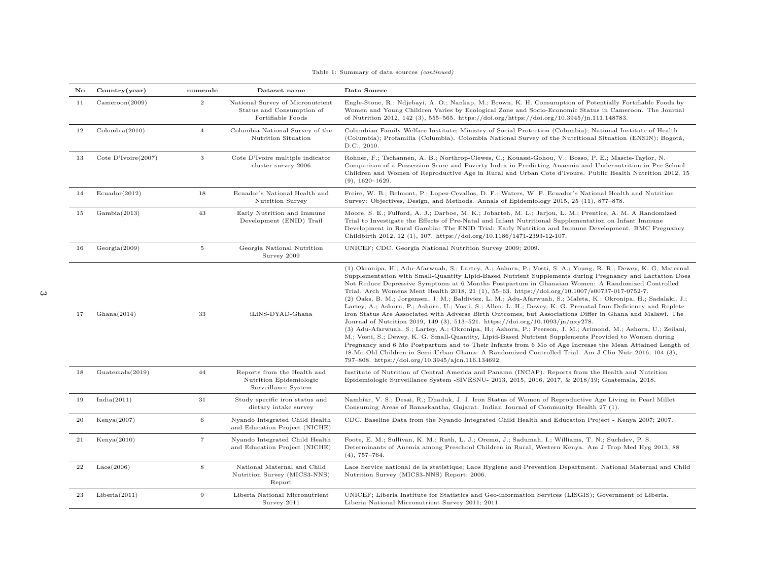Table 1: Summary of data sources *(continued)*

| No | Country(year) | numcode | Dataset name | Data Source |
|---|---|---|---|---|
| 11 | Cameroon(2009) | 2 | National Survey of Micronutrient Status and Consumption of Fortifiable Foods | Engle-Stone, R.; Ndjebayi, A. O.; Nankap, M.; Brown, K. H. Consumption of Potentially Fortifiable Foods by Women and Young Children Varies by Ecological Zone and Socio-Economic Status in Cameroon. The Journal of Nutrition 2012, 142 (3), 555–565. https://doi.org/https://doi.org/10.3945/jn.111.148783. |
| 12 | Colombia(2010) | 4 | Columbia National Survey of the Nutrition Situation | Columbian Family Welfare Institute; Ministry of Social Protection (Columbia); National Institute of Health (Columbia); Profamilia (Columbia). Colombia National Survey of the Nutritional Situation (ENSIN); Bogotá, D.C., 2010. |
| 13 | Cote D'Ivoire(2007) | 3 | Cote D'Ivoire multiple indicator cluster survey 2006 | Rohner, F.; Tschannen, A. B.; Northrop-Clewes, C.; Kouassi-Gohou, V.; Bosso, P. E.; Mascie-Taylor, N. Comparison of a Possession Score and Poverty Index in Predicting Anaemia and Undernutrition in Pre-School Children and Women of Reproductive Age in Rural and Urban Cote d'Ivoure. Public Health Nutrition 2012, 15 (9), 1620–1629. |
| 14 | Ecuador(2012) | 18 | Ecuador's National Health and Nutrition Survey | Freire, W. B.; Belmont, P.; Lopez-Cevallos, D. F.; Waters, W. F. Ecuador's National Health and Nutrition Survey: Objectives, Design, and Methods. Annals of Epidemiology 2015, 25 (11), 877–878. |
| 15 | Gambia(2013) | 43 | Early Nutrition and Immune Development (ENID) Trail | Moore, S. E.; Fulford, A. J.; Darboe, M. K.; Jobarteh, M. L.; Jarjou, L. M.; Prentice, A. M. A Randomized Trial to Investigate the Effects of Pre-Natal and Infant Nutritional Supplementation on Infant Immune Development in Rural Gambia: The ENID Trial: Early Nutrition and Immune Development. BMC Pregnancy Childbirth 2012, 12 (1), 107. https://doi.org/10.1186/1471-2393-12-107. |
| 16 | Georgia(2009) | 5 | Georgia National Nutrition Survey 2009 | UNICEF; CDC. Georgia National Nutrition Survey 2009; 2009. |
| 17 | Ghana(2014) | 33 | iLiNS-DYAD-Ghana | (1) Okronipa, H.; Adu-Afarwuah, S.; Lartey, A.; Ashorn, P.; Vosti, S. A.; Young, R. R.; Dewey, K. G. Maternal Supplementation with Small-Quantity Lipid-Based Nutrient Supplements during Pregnancy and Lactation Does Not Reduce Depressive Symptoms at 6 Months Postpartum in Ghanaian Women: A Randomized Controlled Trial. Arch Womens Ment Health 2018, 21 (1), 55–63. https://doi.org/10.1007/s00737-017-0752-7. (2) Oaks, B. M.; Jorgensen, J. M.; Baldiviez, L. M.; Adu-Afarwuah, S.; Maleta, K.; Okronipa, H.; Sadalaki, J.; Lartey, A.; Ashorn, P.; Ashorn, U.; Vosti, S.; Allen, L. H.; Dewey, K. G. Prenatal Iron Deficiency and Replete Iron Status Are Associated with Adverse Birth Outcomes, but Associations Differ in Ghana and Malawi. The Journal of Nutrition 2019, 149 (3), 513–521. https://doi.org/10.1093/jn/nxy278. (3) Adu-Afarwuah, S.; Lartey, A.; Okronipa, H.; Ashorn, P.; Peerson, J. M.; Arimond, M.; Ashorn, U.; Zeilani, M.; Vosti, S.; Dewey, K. G. Small-Quantity, Lipid-Based Nutrient Supplements Provided to Women during Pregnancy and 6 Mo Postpartum and to Their Infants from 6 Mo of Age Increase the Mean Attained Length of 18-Mo-Old Children in Semi-Urban Ghana: A Randomized Controlled Trial. Am J Clin Nutr 2016, 104 (3), 797–808. https://doi.org/10.3945/ajcn.116.134692. |
| 18 | Guatemala(2019) | 44 | Reports from the Health and Nutrition Epidemiologic Surveillance System | Institute of Nutrition of Central America and Panama (INCAP). Reports from the Health and Nutrition Epidemiologic Surveillance System -SIVESNU- 2013, 2015, 2016, 2017, & 2018/19; Guatemala, 2018. |
| 19 | India(2011) | 31 | Study specific iron status and dietary intake survey | Nambiar, V. S.; Desai, R.; Dhaduk, J. J. Iron Status of Women of Reproductive Age Living in Pearl Millet Consuming Areas of Banaskantha, Gujarat. Indian Journal of Community Health 27 (1). |
| 20 | Kenya(2007) | 6 | Nyando Integrated Child Health and Education Project (NICHE) | CDC. Baseline Data from the Nyando Integrated Child Health and Education Project - Kenya 2007; 2007. |
| 21 | Kenya(2010) | 7 | Nyando Integrated Child Health and Education Project (NICHE) | Foote, E. M.; Sullivan, K. M.; Ruth, L. J.; Oremo, J.; Sadumah, I.; Williams, T. N.; Suchdev, P. S. Determinants of Anemia among Preschool Children in Rural, Western Kenya. Am J Trop Med Hyg 2013, 88 (4), 757–764. |
| 22 | Laos(2006) | 8 | National Maternal and Child Nutrition Survey (MICS3-NNS) Report | Laos Service national de la statistique; Laos Hygiene and Prevention Department. National Maternal and Child Nutrition Survey (MICS3-NNS) Report; 2006. |
| 23 | Liberia(2011) | 9 | Liberia National Micronutrient Survey 2011 | UNICEF; Liberia Institute for Statistics and Geo-information Services (LISGIS); Government of Liberia. Liberia National Micronutrient Survey 2011; 2011. |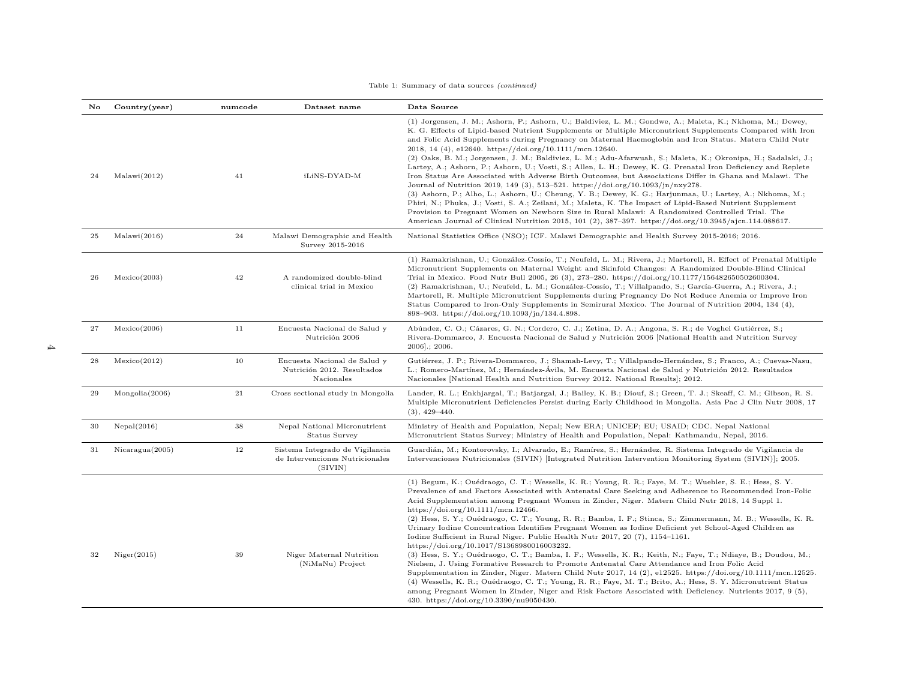Table 1: Summary of data sources *(continued)*

| No | Country(year) | numcode | Dataset name | Data Source |
|---|---|---|---|---|
| 24 | Malawi(2012) | 41 | iLiNS-DYAD-M | (1) Jorgensen, J. M.; Ashorn, P.; Ashorn, U.; Baldiviez, L. M.; Gondwe, A.; Maleta, K.; Nkhoma, M.; Dewey, K. G. Effects of Lipid-based Nutrient Supplements or Multiple Micronutrient Supplements Compared with Iron and Folic Acid Supplements during Pregnancy on Maternal Haemoglobin and Iron Status. Matern Child Nutr 2018, 14 (4), e12640. https://doi.org/10.1111/mcn.12640. (2) Oaks, B. M.; Jorgensen, J. M.; Baldiviez, L. M.; Adu-Afarwuah, S.; Maleta, K.; Okronipa, H.; Sadalaki, J.; Lartey, A.; Ashorn, P.; Ashorn, U.; Vosti, S.; Allen, L. H.; Dewey, K. G. Prenatal Iron Deficiency and Replete Iron Status Are Associated with Adverse Birth Outcomes, but Associations Differ in Ghana and Malawi. The Journal of Nutrition 2019, 149 (3), 513–521. https://doi.org/10.1093/jn/nxy278. (3) Ashorn, P.; Alho, L.; Ashorn, U.; Cheung, Y. B.; Dewey, K. G.; Harjunmaa, U.; Lartey, A.; Nkhoma, M.; Phiri, N.; Phuka, J.; Vosti, S. A.; Zeilani, M.; Maleta, K. The Impact of Lipid-Based Nutrient Supplement Provision to Pregnant Women on Newborn Size in Rural Malawi: A Randomized Controlled Trial. The American Journal of Clinical Nutrition 2015, 101 (2), 387–397. https://doi.org/10.3945/ajcn.114.088617. |
| 25 | Malawi(2016) | 24 | Malawi Demographic and Health Survey 2015-2016 | National Statistics Office (NSO); ICF. Malawi Demographic and Health Survey 2015-2016; 2016. |
| 26 | Mexico(2003) | 42 | A randomized double-blind clinical trial in Mexico | (1) Ramakrishnan, U.; González-Cossío, T.; Neufeld, L. M.; Rivera, J.; Martorell, R. Effect of Prenatal Multiple Micronutrient Supplements on Maternal Weight and Skinfold Changes: A Randomized Double-Blind Clinical Trial in Mexico. Food Nutr Bull 2005, 26 (3), 273–280. https://doi.org/10.1177/156482650502600304. (2) Ramakrishnan, U.; Neufeld, L. M.; González-Cossío, T.; Villalpando, S.; García-Guerra, A.; Rivera, J.; Martorell, R. Multiple Micronutrient Supplements during Pregnancy Do Not Reduce Anemia or Improve Iron Status Compared to Iron-Only Supplements in Semirural Mexico. The Journal of Nutrition 2004, 134 (4), 898–903. https://doi.org/10.1093/jn/134.4.898. |
| 27 | Mexico(2006) | 11 | Encuesta Nacional de Salud y Nutrición 2006 | Abúndez, C. O.; Cázares, G. N.; Cordero, C. J.; Zetina, D. A.; Angona, S. R.; de Voghel Gutiérrez, S.; Rivera-Dommarco, J. Encuesta Nacional de Salud y Nutrición 2006 [National Health and Nutrition Survey 2006].; 2006. |
| 28 | Mexico(2012) | 10 | Encuesta Nacional de Salud y Nutrición 2012. Resultados Nacionales | Gutiérrez, J. P.; Rivera-Dommarco, J.; Shamah-Levy, T.; Villalpando-Hernández, S.; Franco, A.; Cuevas-Nasu, L.; Romero-Martínez, M.; Hernández-Ávila, M. Encuesta Nacional de Salud y Nutrición 2012. Resultados Nacionales [National Health and Nutrition Survey 2012. National Results]; 2012. |
| 29 | Mongolia(2006) | 21 | Cross sectional study in Mongolia | Lander, R. L.; Enkhjargal, T.; Batjargal, J.; Bailey, K. B.; Diouf, S.; Green, T. J.; Skeaff, C. M.; Gibson, R. S. Multiple Micronutrient Deficiencies Persist during Early Childhood in Mongolia. Asia Pac J Clin Nutr 2008, 17 (3), 429–440. |
| 30 | Nepal(2016) | 38 | Nepal National Micronutrient Status Survey | Ministry of Health and Population, Nepal; New ERA; UNICEF; EU; USAID; CDC. Nepal National Micronutrient Status Survey; Ministry of Health and Population, Nepal: Kathmandu, Nepal, 2016. |
| 31 | Nicaragua(2005) | 12 | Sistema Integrado de Vigilancia de Intervenciones Nutricionales (SIVIN) | Guardián, M.; Kontorovsky, I.; Alvarado, E.; Ramírez, S.; Hernández, R. Sistema Integrado de Vigilancia de Intervenciones Nutricionales (SIVIN) [Integrated Nutrition Intervention Monitoring System (SIVIN)]; 2005. |
| 32 | Niger(2015) | 39 | Niger Maternal Nutrition (NiMaNu) Project | (1) Begum, K.; Ouédraogo, C. T.; Wessells, K. R.; Young, R. R.; Faye, M. T.; Wuehler, S. E.; Hess, S. Y. Prevalence of and Factors Associated with Antenatal Care Seeking and Adherence to Recommended Iron-Folic Acid Supplementation among Pregnant Women in Zinder, Niger. Matern Child Nutr 2018, 14 Suppl 1. https://doi.org/10.1111/mcn.12466. (2) Hess, S. Y.; Ouédraogo, C. T.; Young, R. R.; Bamba, I. F.; Stinca, S.; Zimmermann, M. B.; Wessells, K. R. Urinary Iodine Concentration Identifies Pregnant Women as Iodine Deficient yet School-Aged Children as Iodine Sufficient in Rural Niger. Public Health Nutr 2017, 20 (7), 1154–1161. https://doi.org/10.1017/S1368980016003232. (3) Hess, S. Y.; Ouédraogo, C. T.; Bamba, I. F.; Wessells, K. R.; Keith, N.; Faye, T.; Ndiaye, B.; Doudou, M.; Nielsen, J. Using Formative Research to Promote Antenatal Care Attendance and Iron Folic Acid Supplementation in Zinder, Niger. Matern Child Nutr 2017, 14 (2), e12525. https://doi.org/10.1111/mcn.12525. (4) Wessells, K. R.; Ouédraogo, C. T.; Young, R. R.; Faye, M. T.; Brito, A.; Hess, S. Y. Micronutrient Status among Pregnant Women in Zinder, Niger and Risk Factors Associated with Deficiency. Nutrients 2017, 9 (5), 430. https://doi.org/10.3390/nu9050430. |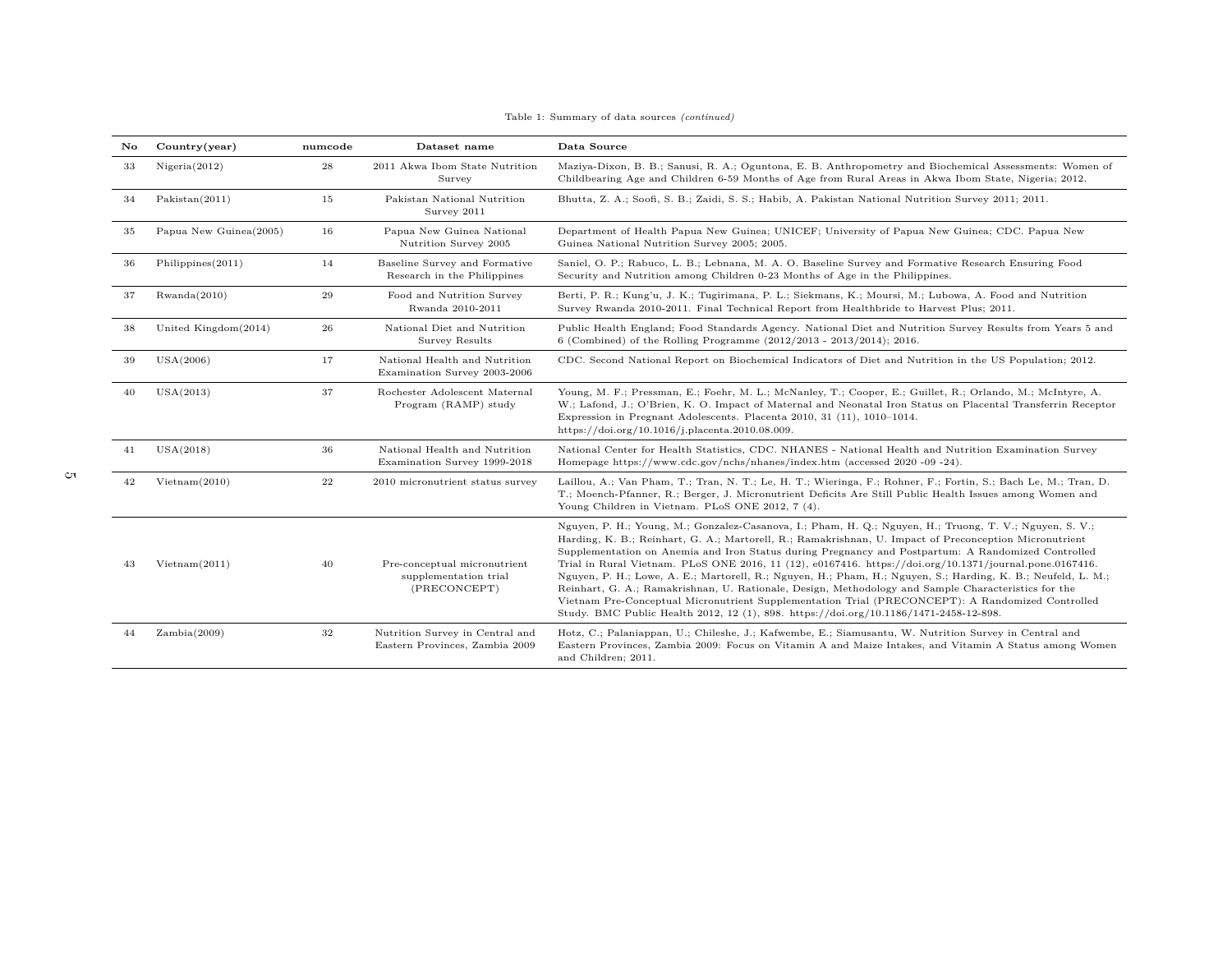Table 1: Summary of data sources *(continued)*

| No | Country(year) | numcode | Dataset name | Data Source |
|---|---|---|---|---|
| 33 | Nigeria(2012) | 28 | 2011 Akwa Ibom State Nutrition Survey | Maziya-Dixon, B. B.; Sanusi, R. A.; Oguntona, E. B. Anthropometry and Biochemical Assessments: Women of Childbearing Age and Children 6-59 Months of Age from Rural Areas in Akwa Ibom State, Nigeria; 2012. |
| 34 | Pakistan(2011) | 15 | Pakistan National Nutrition Survey 2011 | Bhutta, Z. A.; Soofi, S. B.; Zaidi, S. S.; Habib, A. Pakistan National Nutrition Survey 2011; 2011. |
| 35 | Papua New Guinea(2005) | 16 | Papua New Guinea National Nutrition Survey 2005 | Department of Health Papua New Guinea; UNICEF; University of Papua New Guinea; CDC. Papua New Guinea National Nutrition Survey 2005; 2005. |
| 36 | Philippines(2011) | 14 | Baseline Survey and Formative Research in the Philippines | Saniel, O. P.; Rabuco, L. B.; Lebnana, M. A. O. Baseline Survey and Formative Research Ensuring Food Security and Nutrition among Children 0-23 Months of Age in the Philippines. |
| 37 | Rwanda(2010) | 29 | Food and Nutrition Survey Rwanda 2010-2011 | Berti, P. R.; Kung'u, J. K.; Tugirimana, P. L.; Siekmans, K.; Moursi, M.; Lubowa, A. Food and Nutrition Survey Rwanda 2010-2011. Final Technical Report from Healthbride to Harvest Plus; 2011. |
| 38 | United Kingdom(2014) | 26 | National Diet and Nutrition Survey Results | Public Health England; Food Standards Agency. National Diet and Nutrition Survey Results from Years 5 and 6 (Combined) of the Rolling Programme (2012/2013 - 2013/2014); 2016. |
| 39 | USA(2006) | 17 | National Health and Nutrition Examination Survey 2003-2006 | CDC. Second National Report on Biochemical Indicators of Diet and Nutrition in the US Population; 2012. |
| 40 | USA(2013) | 37 | Rochester Adolescent Maternal Program (RAMP) study | Young, M. F.; Pressman, E.; Foehr, M. L.; McNanley, T.; Cooper, E.; Guillet, R.; Orlando, M.; McIntyre, A. W.; Lafond, J.; O'Brien, K. O. Impact of Maternal and Neonatal Iron Status on Placental Transferrin Receptor Expression in Pregnant Adolescents. Placenta 2010, 31 (11), 1010–1014. https://doi.org/10.1016/j.placenta.2010.08.009. |
| 41 | USA(2018) | 36 | National Health and Nutrition Examination Survey 1999-2018 | National Center for Health Statistics, CDC. NHANES - National Health and Nutrition Examination Survey Homepage https://www.cdc.gov/nchs/nhanes/index.htm (accessed 2020 -09 -24). |
| 42 | Vietnam(2010) | 22 | 2010 micronutrient status survey | Laillou, A.; Van Pham, T.; Tran, N. T.; Le, H. T.; Wieringa, F.; Rohner, F.; Fortin, S.; Bach Le, M.; Tran, D. T.; Moench-Pfanner, R.; Berger, J. Micronutrient Deficits Are Still Public Health Issues among Women and Young Children in Vietnam. PLoS ONE 2012, 7 (4). |
| 43 | Vietnam(2011) | 40 | Pre-conceptual micronutrient supplementation trial (PRECONCEPT) | Nguyen, P. H.; Young, M.; Gonzalez-Casanova, I.; Pham, H. Q.; Nguyen, H.; Truong, T. V.; Nguyen, S. V.; Harding, K. B.; Reinhart, G. A.; Martorell, R.; Ramakrishnan, U. Impact of Preconception Micronutrient Supplementation on Anemia and Iron Status during Pregnancy and Postpartum: A Randomized Controlled Trial in Rural Vietnam. PLoS ONE 2016, 11 (12), e0167416. https://doi.org/10.1371/journal.pone.0167416. Nguyen, P. H.; Lowe, A. E.; Martorell, R.; Nguyen, H.; Pham, H.; Nguyen, S.; Harding, K. B.; Neufeld, L. M.; Reinhart, G. A.; Ramakrishnan, U. Rationale, Design, Methodology and Sample Characteristics for the Vietnam Pre-Conceptual Micronutrient Supplementation Trial (PRECONCEPT): A Randomized Controlled Study. BMC Public Health 2012, 12 (1), 898. https://doi.org/10.1186/1471-2458-12-898. |
| 44 | Zambia(2009) | 32 | Nutrition Survey in Central and Eastern Provinces, Zambia 2009 | Hotz, C.; Palaniappan, U.; Chileshe, J.; Kafwembe, E.; Siamusantu, W. Nutrition Survey in Central and Eastern Provinces, Zambia 2009: Focus on Vitamin A and Maize Intakes, and Vitamin A Status among Women and Children; 2011. |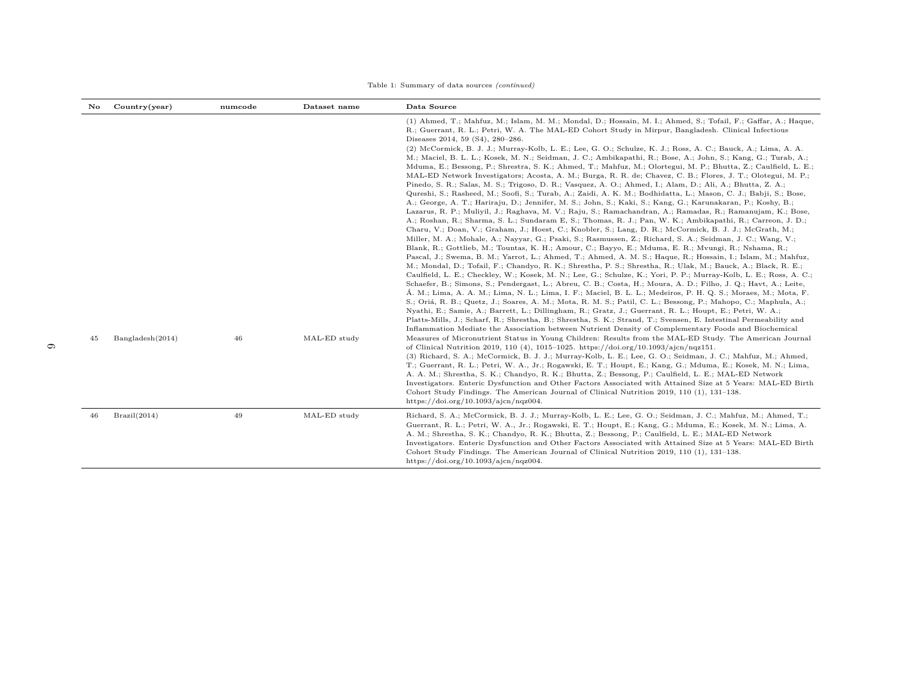Table 1: Summary of data sources *(continued)*

| No | Country(year) | numcode | Dataset name | Data Source |
|---|---|---|---|---|
| 45 | Bangladesh(2014) | 46 | MAL-ED study | (1) Ahmed, T.; Mahfuz, M.; Islam, M. M.; Mondal, D.; Hossain, M. I.; Ahmed, S.; Tofail, F.; Gaffar, A.; Haque, R.; Guerrant, R. L.; Petri, W. A. The MAL-ED Cohort Study in Mirpur, Bangladesh. Clinical Infectious Diseases 2014, 59 (S4), 280–286. (2) McCormick, B. J. J.; Murray-Kolb, L. E.; Lee, G. O.; Schulze, K. J.; Ross, A. C.; Bauck, A.; Lima, A. A. M.; Maciel, B. L. L.; Kosek, M. N.; Seidman, J. C.; Ambikapathi, R.; Bose, A.; John, S.; Kang, G.; Turab, A.; Mduma, E.; Bessong, P.; Shrestra, S. K.; Ahmed, T.; Mahfuz, M.; Olortegui, M. P.; Bhutta, Z.; Caulfield, L. E.; MAL-ED Network Investigators; Acosta, A. M.; Burga, R. R. de; Chavez, C. B.; Flores, J. T.; Olotegui, M. P.; Pinedo, S. R.; Salas, M. S.; Trigoso, D. R.; Vasquez, A. O.; Ahmed, I.; Alam, D.; Ali, A.; Bhutta, Z. A.; Qureshi, S.; Rasheed, M.; Soofi, S.; Turab, A.; Zaidi, A. K. M.; Bodhidatta, L.; Mason, C. J.; Babji, S.; Bose, A.; George, A. T.; Hariraju, D.; Jennifer, M. S.; John, S.; Kaki, S.; Kang, G.; Karunakaran, P.; Koshy, B.; Lazarus, R. P.; Muliyil, J.; Raghava, M. V.; Raju, S.; Ramachandran, A.; Ramadas, R.; Ramanujam, K.; Bose, A.; Roshan, R.; Sharma, S. L.; Sundaram E, S.; Thomas, R. J.; Pan, W. K.; Ambikapathi, R.; Carreon, J. D.; Charu, V.; Doan, V.; Graham, J.; Hoest, C.; Knobler, S.; Lang, D. R.; McCormick, B. J. J.; McGrath, M.; Miller, M. A.; Mohale, A.; Nayyar, G.; Psaki, S.; Rasmussen, Z.; Richard, S. A.; Seidman, J. C.; Wang, V.; Blank, R.; Gottlieb, M.; Tountas, K. H.; Amour, C.; Bayyo, E.; Mduma, E. R.; Mvungi, R.; Nshama, R.; Pascal, J.; Swema, B. M.; Yarrot, L.; Ahmed, T.; Ahmed, A. M. S.; Haque, R.; Hossain, I.; Islam, M.; Mahfuz, M.; Mondal, D.; Tofail, F.; Chandyo, R. K.; Shrestha, P. S.; Shrestha, R.; Ulak, M.; Bauck, A.; Black, R. E.; Caulfield, L. E.; Checkley, W.; Kosek, M. N.; Lee, G.; Schulze, K.; Yori, P. P.; Murray-Kolb, L. E.; Ross, A. C.; Schaefer, B.; Simons, S.; Pendergast, L.; Abreu, C. B.; Costa, H.; Moura, A. D.; Filho, J. Q.; Havt, A.; Leite, Á. M.; Lima, A. A. M.; Lima, N. L.; Lima, I. F.; Maciel, B. L. L.; Medeiros, P. H. Q. S.; Moraes, M.; Mota, F. S.; Oriá, R. B.; Quetz, J.; Soares, A. M.; Mota, R. M. S.; Patil, C. L.; Bessong, P.; Mahopo, C.; Maphula, A.; Nyathi, E.; Samie, A.; Barrett, L.; Dillingham, R.; Gratz, J.; Guerrant, R. L.; Houpt, E.; Petri, W. A.; Platts-Mills, J.; Scharf, R.; Shrestha, B.; Shrestha, S. K.; Strand, T.; Svensen, E. Intestinal Permeability and Inflammation Mediate the Association between Nutrient Density of Complementary Foods and Biochemical Measures of Micronutrient Status in Young Children: Results from the MAL-ED Study. The American Journal of Clinical Nutrition 2019, 110 (4), 1015–1025. https://doi.org/10.1093/ajcn/nqz151. (3) Richard, S. A.; McCormick, B. J. J.; Murray-Kolb, L. E.; Lee, G. O.; Seidman, J. C.; Mahfuz, M.; Ahmed, T.; Guerrant, R. L.; Petri, W. A., Jr.; Rogawski, E. T.; Houpt, E.; Kang, G.; Mduma, E.; Kosek, M. N.; Lima, A. A. M.; Shrestha, S. K.; Chandyo, R. K.; Bhutta, Z.; Bessong, P.; Caulfield, L. E.; MAL-ED Network Investigators. Enteric Dysfunction and Other Factors Associated with Attained Size at 5 Years: MAL-ED Birth Cohort Study Findings. The American Journal of Clinical Nutrition 2019, 110 (1), 131–138. https://doi.org/10.1093/ajcn/nqz004. |
| 46 | Brazil(2014) | 49 | MAL-ED study | Richard, S. A.; McCormick, B. J. J.; Murray-Kolb, L. E.; Lee, G. O.; Seidman, J. C.; Mahfuz, M.; Ahmed, T.; Guerrant, R. L.; Petri, W. A., Jr.; Rogawski, E. T.; Houpt, E.; Kang, G.; Mduma, E.; Kosek, M. N.; Lima, A. A. M.; Shrestha, S. K.; Chandyo, R. K.; Bhutta, Z.; Bessong, P.; Caulfield, L. E.; MAL-ED Network Investigators. Enteric Dysfunction and Other Factors Associated with Attained Size at 5 Years: MAL-ED Birth Cohort Study Findings. The American Journal of Clinical Nutrition 2019, 110 (1), 131–138. https://doi.org/10.1093/ajcn/nqz004. |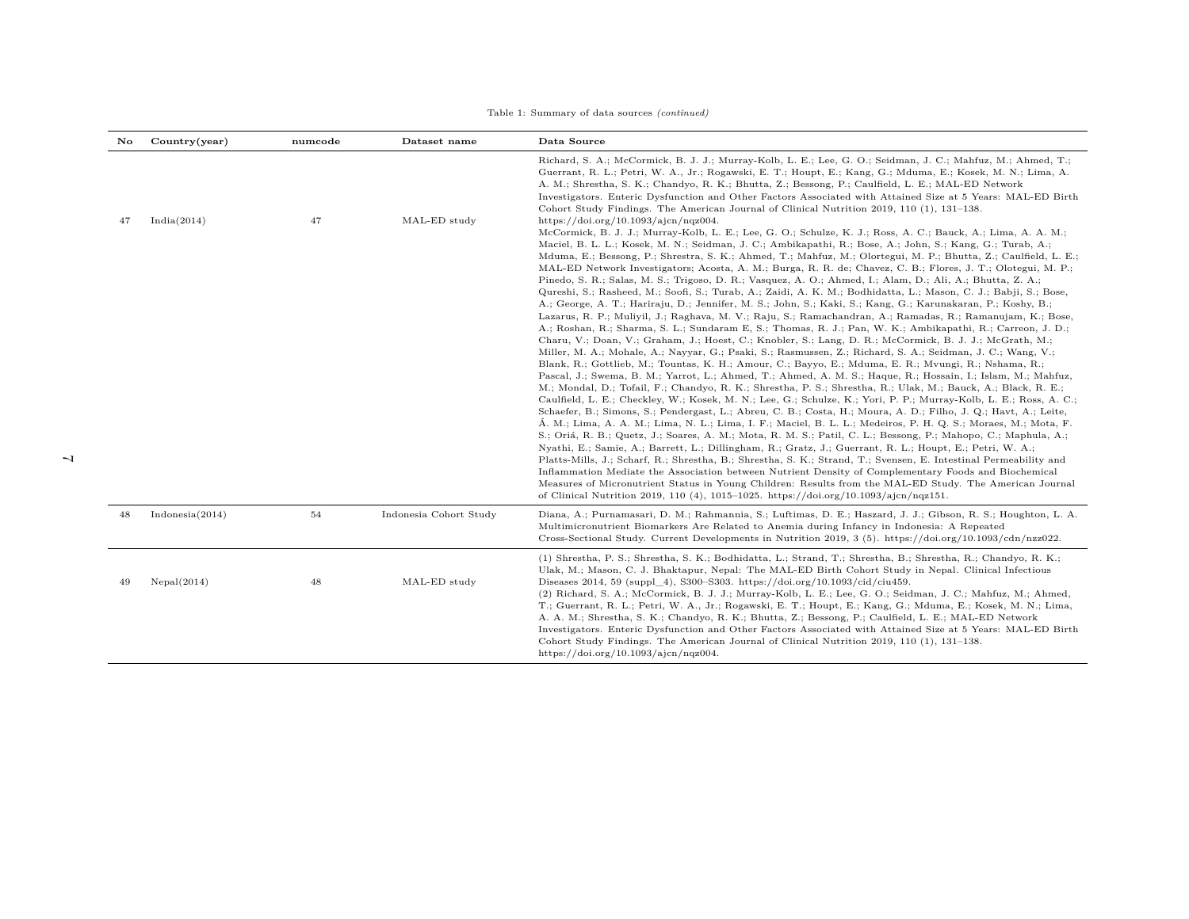Table 1: Summary of data sources *(continued)*

| No | Country(year) | numcode | Dataset name | Data Source |
|---|---|---|---|---|
| 47 | India(2014) | 47 | MAL-ED study | Richard, S. A.; McCormick, B. J. J.; Murray-Kolb, L. E.; Lee, G. O.; Seidman, J. C.; Mahfuz, M.; Ahmed, T.; Guerrant, R. L.; Petri, W. A., Jr.; Rogawski, E. T.; Houpt, E.; Kang, G.; Mduma, E.; Kosek, M. N.; Lima, A. A. M.; Shrestha, S. K.; Chandyo, R. K.; Bhutta, Z.; Bessong, P.; Caulfield, L. E.; MAL-ED Network Investigators. Enteric Dysfunction and Other Factors Associated with Attained Size at 5 Years: MAL-ED Birth Cohort Study Findings. The American Journal of Clinical Nutrition 2019, 110 (1), 131–138. https://doi.org/10.1093/ajcn/nqz004. McCormick, B. J. J.; Murray-Kolb, L. E.; Lee, G. O.; Schulze, K. J.; Ross, A. C.; Bauck, A.; Lima, A. A. M.; Maciel, B. L. L.; Kosek, M. N.; Seidman, J. C.; Ambikapathi, R.; Bose, A.; John, S.; Kang, G.; Turab, A.; Mduma, E.; Bessong, P.; Shrestra, S. K.; Ahmed, T.; Mahfuz, M.; Olortegui, M. P.; Bhutta, Z.; Caulfield, L. E.; MAL-ED Network Investigators; Acosta, A. M.; Burga, R. R. de; Chavez, C. B.; Flores, J. T.; Olotegui, M. P.; Pinedo, S. R.; Salas, M. S.; Trigoso, D. R.; Vasquez, A. O.; Ahmed, I.; Alam, D.; Ali, A.; Bhutta, Z. A.; Qureshi, S.; Rasheed, M.; Soofi, S.; Turab, A.; Zaidi, A. K. M.; Bodhidatta, L.; Mason, C. J.; Babji, S.; Bose, A.; George, A. T.; Hariraju, D.; Jennifer, M. S.; John, S.; Kaki, S.; Kang, G.; Karunakaran, P.; Koshy, B.; Lazarus, R. P.; Muliyil, J.; Raghava, M. V.; Raju, S.; Ramachandran, A.; Ramadas, R.; Ramanujam, K.; Bose, A.; Roshan, R.; Sharma, S. L.; Sundaram E, S.; Thomas, R. J.; Pan, W. K.; Ambikapathi, R.; Carreon, J. D.; Charu, V.; Doan, V.; Graham, J.; Hoest, C.; Knobler, S.; Lang, D. R.; McCormick, B. J. J.; McGrath, M.; Miller, M. A.; Mohale, A.; Nayyar, G.; Psaki, S.; Rasmussen, Z.; Richard, S. A.; Seidman, J. C.; Wang, V.; Blank, R.; Gottlieb, M.; Tountas, K. H.; Amour, C.; Bayyo, E.; Mduma, E. R.; Mvungi, R.; Nshama, R.; Pascal, J.; Swema, B. M.; Yarrot, L.; Ahmed, T.; Ahmed, A. M. S.; Haque, R.; Hossain, I.; Islam, M.; Mahfuz, M.; Mondal, D.; Tofail, F.; Chandyo, R. K.; Shrestha, P. S.; Shrestha, R.; Ulak, M.; Bauck, A.; Black, R. E.; Caulfield, L. E.; Checkley, W.; Kosek, M. N.; Lee, G.; Schulze, K.; Yori, P. P.; Murray-Kolb, L. E.; Ross, A. C.; Schaefer, B.; Simons, S.; Pendergast, L.; Abreu, C. B.; Costa, H.; Moura, A. D.; Filho, J. Q.; Havt, A.; Leite, Á. M.; Lima, A. A. M.; Lima, N. L.; Lima, I. F.; Maciel, B. L. L.; Medeiros, P. H. Q. S.; Moraes, M.; Mota, F. S.; Oriá, R. B.; Quetz, J.; Soares, A. M.; Mota, R. M. S.; Patil, C. L.; Bessong, P.; Mahopo, C.; Maphula, A.; Nyathi, E.; Samie, A.; Barrett, L.; Dillingham, R.; Gratz, J.; Guerrant, R. L.; Houpt, E.; Petri, W. A.; Platts-Mills, J.; Scharf, R.; Shrestha, B.; Shrestha, S. K.; Strand, T.; Svensen, E. Intestinal Permeability and Inflammation Mediate the Association between Nutrient Density of Complementary Foods and Biochemical Measures of Micronutrient Status in Young Children: Results from the MAL-ED Study. The American Journal of Clinical Nutrition 2019, 110 (4), 1015–1025. https://doi.org/10.1093/ajcn/nqz151. |
| 48 | Indonesia(2014) | 54 | Indonesia Cohort Study | Diana, A.; Purnamasari, D. M.; Rahmannia, S.; Luftimas, D. E.; Haszard, J. J.; Gibson, R. S.; Houghton, L. A. Multimicronutrient Biomarkers Are Related to Anemia during Infancy in Indonesia: A Repeated Cross-Sectional Study. Current Developments in Nutrition 2019, 3 (5). https://doi.org/10.1093/cdn/nzz022. |
| 49 | Nepal(2014) | 48 | MAL-ED study | (1) Shrestha, P. S.; Shrestha, S. K.; Bodhidatta, L.; Strand, T.; Shrestha, B.; Shrestha, R.; Chandyo, R. K.; Ulak, M.; Mason, C. J. Bhaktapur, Nepal: The MAL-ED Birth Cohort Study in Nepal. Clinical Infectious Diseases 2014, 59 (suppl_4), S300–S303. https://doi.org/10.1093/cid/ciu459. (2) Richard, S. A.; McCormick, B. J. J.; Murray-Kolb, L. E.; Lee, G. O.; Seidman, J. C.; Mahfuz, M.; Ahmed, T.; Guerrant, R. L.; Petri, W. A., Jr.; Rogawski, E. T.; Houpt, E.; Kang, G.; Mduma, E.; Kosek, M. N.; Lima, A. A. M.; Shrestha, S. K.; Chandyo, R. K.; Bhutta, Z.; Bessong, P.; Caulfield, L. E.; MAL-ED Network Investigators. Enteric Dysfunction and Other Factors Associated with Attained Size at 5 Years: MAL-ED Birth Cohort Study Findings. The American Journal of Clinical Nutrition 2019, 110 (1), 131–138. https://doi.org/10.1093/ajcn/nqz004. |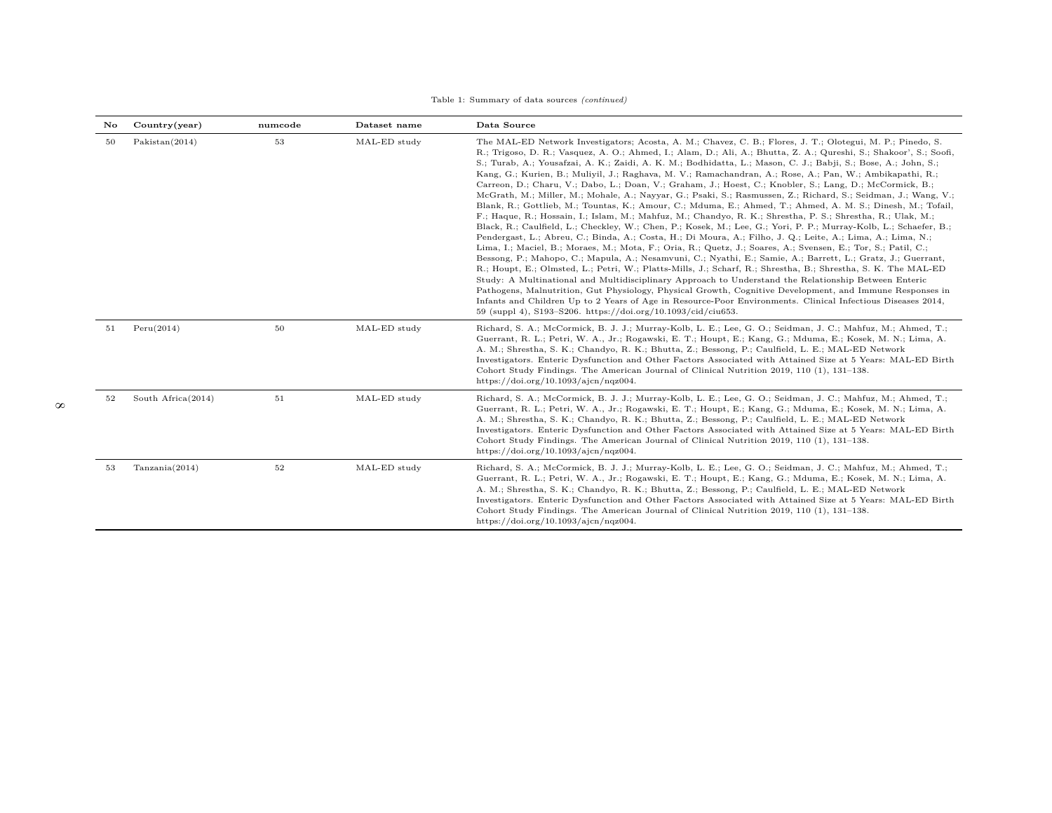Table 1: Summary of data sources *(continued)*

| No | Country(year) | numcode | Dataset name | Data Source |
|---|---|---|---|---|
| 50 | Pakistan(2014) | 53 | MAL-ED study | The MAL-ED Network Investigators; Acosta, A. M.; Chavez, C. B.; Flores, J. T.; Olotegui, M. P.; Pinedo, S. R.; Trigoso, D. R.; Vasquez, A. O.; Ahmed, I.; Alam, D.; Ali, A.; Bhutta, Z. A.; Qureshi, S.; Shakoor', S.; Soofi, S.; Turab, A.; Yousafzai, A. K.; Zaidi, A. K. M.; Bodhidatta, L.; Mason, C. J.; Babji, S.; Bose, A.; John, S.; Kang, G.; Kurien, B.; Muliyil, J.; Raghava, M. V.; Ramachandran, A.; Rose, A.; Pan, W.; Ambikapathi, R.; Carreon, D.; Charu, V.; Dabo, L.; Doan, V.; Graham, J.; Hoest, C.; Knobler, S.; Lang, D.; McCormick, B.; McGrath, M.; Miller, M.; Mohale, A.; Nayyar, G.; Psaki, S.; Rasmussen, Z.; Richard, S.; Seidman, J.; Wang, V.; Blank, R.; Gottlieb, M.; Tountas, K.; Amour, C.; Mduma, E.; Ahmed, T.; Ahmed, A. M. S.; Dinesh, M.; Tofail, F.; Haque, R.; Hossain, I.; Islam, M.; Mahfuz, M.; Chandyo, R. K.; Shrestha, P. S.; Shrestha, R.; Ulak, M.; Black, R.; Caulfield, L.; Checkley, W.; Chen, P.; Kosek, M.; Lee, G.; Yori, P. P.; Murray-Kolb, L.; Schaefer, B.; Pendergast, L.; Abreu, C.; Binda, A.; Costa, H.; Di Moura, A.; Filho, J. Q.; Leite, A.; Lima, A.; Lima, N.; Lima, I.; Maciel, B.; Moraes, M.; Mota, F.; Oria, R.; Quetz, J.; Soares, A.; Svensen, E.; Tor, S.; Patil, C.; Bessong, P.; Mahopo, C.; Mapula, A.; Nesamvuni, C.; Nyathi, E.; Samie, A.; Barrett, L.; Gratz, J.; Guerrant, R.; Houpt, E.; Olmsted, L.; Petri, W.; Platts-Mills, J.; Scharf, R.; Shrestha, B.; Shrestha, S. K. The MAL-ED Study: A Multinational and Multidisciplinary Approach to Understand the Relationship Between Enteric Pathogens, Malnutrition, Gut Physiology, Physical Growth, Cognitive Development, and Immune Responses in Infants and Children Up to 2 Years of Age in Resource-Poor Environments. Clinical Infectious Diseases 2014, 59 (suppl 4), S193–S206. https://doi.org/10.1093/cid/ciu653. |
| 51 | Peru(2014) | 50 | MAL-ED study | Richard, S. A.; McCormick, B. J. J.; Murray-Kolb, L. E.; Lee, G. O.; Seidman, J. C.; Mahfuz, M.; Ahmed, T.; Guerrant, R. L.; Petri, W. A., Jr.; Rogawski, E. T.; Houpt, E.; Kang, G.; Mduma, E.; Kosek, M. N.; Lima, A. A. M.; Shrestha, S. K.; Chandyo, R. K.; Bhutta, Z.; Bessong, P.; Caulfield, L. E.; MAL-ED Network Investigators. Enteric Dysfunction and Other Factors Associated with Attained Size at 5 Years: MAL-ED Birth Cohort Study Findings. The American Journal of Clinical Nutrition 2019, 110 (1), 131–138. https://doi.org/10.1093/ajcn/nqz004. |
| 52 | South Africa(2014) | 51 | MAL-ED study | Richard, S. A.; McCormick, B. J. J.; Murray-Kolb, L. E.; Lee, G. O.; Seidman, J. C.; Mahfuz, M.; Ahmed, T.; Guerrant, R. L.; Petri, W. A., Jr.; Rogawski, E. T.; Houpt, E.; Kang, G.; Mduma, E.; Kosek, M. N.; Lima, A. A. M.; Shrestha, S. K.; Chandyo, R. K.; Bhutta, Z.; Bessong, P.; Caulfield, L. E.; MAL-ED Network Investigators. Enteric Dysfunction and Other Factors Associated with Attained Size at 5 Years: MAL-ED Birth Cohort Study Findings. The American Journal of Clinical Nutrition 2019, 110 (1), 131–138. https://doi.org/10.1093/ajcn/nqz004. |
| 53 | Tanzania(2014) | 52 | MAL-ED study | Richard, S. A.; McCormick, B. J. J.; Murray-Kolb, L. E.; Lee, G. O.; Seidman, J. C.; Mahfuz, M.; Ahmed, T.; Guerrant, R. L.; Petri, W. A., Jr.; Rogawski, E. T.; Houpt, E.; Kang, G.; Mduma, E.; Kosek, M. N.; Lima, A. A. M.; Shrestha, S. K.; Chandyo, R. K.; Bhutta, Z.; Bessong, P.; Caulfield, L. E.; MAL-ED Network Investigators. Enteric Dysfunction and Other Factors Associated with Attained Size at 5 Years: MAL-ED Birth Cohort Study Findings. The American Journal of Clinical Nutrition 2019, 110 (1), 131–138. https://doi.org/10.1093/ajcn/nqz004. |